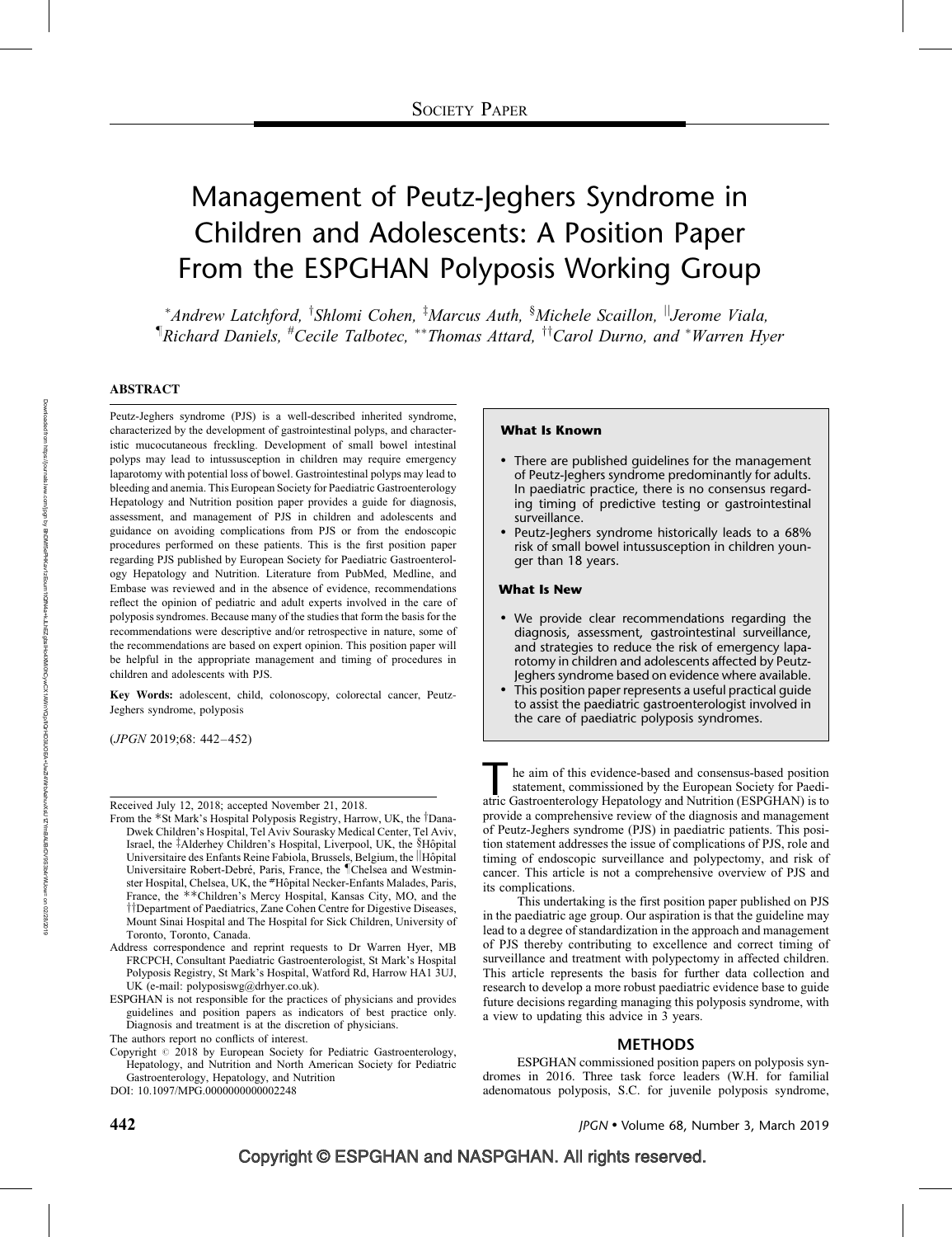SOCIETY PAPER

# Management of Peutz-Jeghers Syndrome in Children and Adolescents: A Position Paper From the ESPGHAN Polyposis Working Group

*Andrew Latchford, †Shlomi Cohen, ‡Marcus Auth, §Michele Scaillon, ||Jerome Viala, ¶Richard Daniels, #Cecile Talbotec, **Thomas Attard, ††Carol Durno, and *Warren Hyer

## ABSTRACT

Peutz-Jeghers syndrome (PJS) is a well-described inherited syndrome, characterized by the development of gastrointestinal polyps, and characteristic mucocutaneous freckling. Development of small bowel intestinal polyps may lead to intussusception in children may require emergency laparotomy with potential loss of bowel. Gastrointestinal polyps may lead to bleeding and anemia. This European Society for Paediatric Gastroenterology Hepatology and Nutrition position paper provides a guide for diagnosis, assessment, and management of PJS in children and adolescents and guidance on avoiding complications from PJS or from the endoscopic procedures performed on these patients. This is the first position paper regarding PJS published by European Society for Paediatric Gastroenterology Hepatology and Nutrition. Literature from PubMed, Medline, and Embase was reviewed and in the absence of evidence, recommendations reflect the opinion of pediatric and adult experts involved in the care of polyposis syndromes. Because many of the studies that form the basis for the recommendations were descriptive and/or retrospective in nature, some of the recommendations are based on expert opinion. This position paper will be helpful in the appropriate management and timing of procedures in children and adolescents with PJS.

**Key Words:** adolescent, child, colonoscopy, colorectal cancer, Peutz-Jeghers syndrome, polyposis

(*JPGN* 2019;68: 442–452)

---

Received July 12, 2018; accepted November 21, 2018.

From the *St Mark's Hospital Polyposis Registry, Harrow, UK, the †Dana-Dwek Children's Hospital, Tel Aviv Sourasky Medical Center, Tel Aviv, Israel, the ‡Alderhey Children's Hospital, Liverpool, UK, the §Hôpital Universitaire des Enfants Reine Fabiola, Brussels, Belgium, the ||Hôpital Universitaire Robert-Debré, Paris, France, the ¶Chelsea and Westminster Hospital, Chelsea, UK, the #Hôpital Necker-Enfants Malades, Paris, France, the **Children's Mercy Hospital, Kansas City, MO, and the ††Department of Paediatrics, Zane Cohen Centre for Digestive Diseases, Mount Sinai Hospital and The Hospital for Sick Children, University of Toronto, Toronto, Canada.

Address correspondence and reprint requests to Dr Warren Hyer, MB FRCPCH, Consultant Paediatric Gastroenterologist, St Mark's Hospital Polyposis Registry, St Mark's Hospital, Watford Rd, Harrow HA1 3UJ, UK (e-mail: polyposiswg@drhyer.co.uk).

ESPGHAN is not responsible for the practices of physicians and provides guidelines and position papers as indicators of best practice only. Diagnosis and treatment is at the discretion of physicians.

The authors report no conflicts of interest.

Copyright © 2018 by European Society for Pediatric Gastroenterology, Hepatology, and Nutrition and North American Society for Pediatric Gastroenterology, Hepatology, and Nutrition

DOI: 10.1097/MPG.0000000000002248

---

### What Is Known

- There are published guidelines for the management of Peutz-Jeghers syndrome predominantly for adults. In paediatric practice, there is no consensus regarding timing of predictive testing or gastrointestinal surveillance.
- Peutz-Jeghers syndrome historically leads to a 68% risk of small bowel intussusception in children younger than 18 years.

### What Is New

- We provide clear recommendations regarding the diagnosis, assessment, gastrointestinal surveillance, and strategies to reduce the risk of emergency laparotomy in children and adolescents affected by Peutz-Jeghers syndrome based on evidence where available.
- This position paper represents a useful practical guide to assist the paediatric gastroenterologist involved in the care of paediatric polyposis syndromes.

The aim of this evidence-based and consensus-based position statement, commissioned by the European Society for Paediatric Gastroenterology Hepatology and Nutrition (ESPGHAN) is to provide a comprehensive review of the diagnosis and management of Peutz-Jeghers syndrome (PJS) in paediatric patients. This position statement addresses the issue of complications of PJS, role and timing of endoscopic surveillance and polypectomy, and risk of cancer. This article is not a comprehensive overview of PJS and its complications.

This undertaking is the first position paper published on PJS in the paediatric age group. Our aspiration is that the guideline may lead to a degree of standardization in the approach and management of PJS thereby contributing to excellence and correct timing of surveillance and treatment with polypectomy in affected children. This article represents the basis for further data collection and research to develop a more robust paediatric evidence base to guide future decisions regarding managing this polyposis syndrome, with a view to updating this advice in 3 years.

## METHODS

ESPGHAN commissioned position papers on polyposis syndromes in 2016. Three task force leaders (W.H. for familial adenomatous polyposis, S.C. for juvenile polyposis syndrome,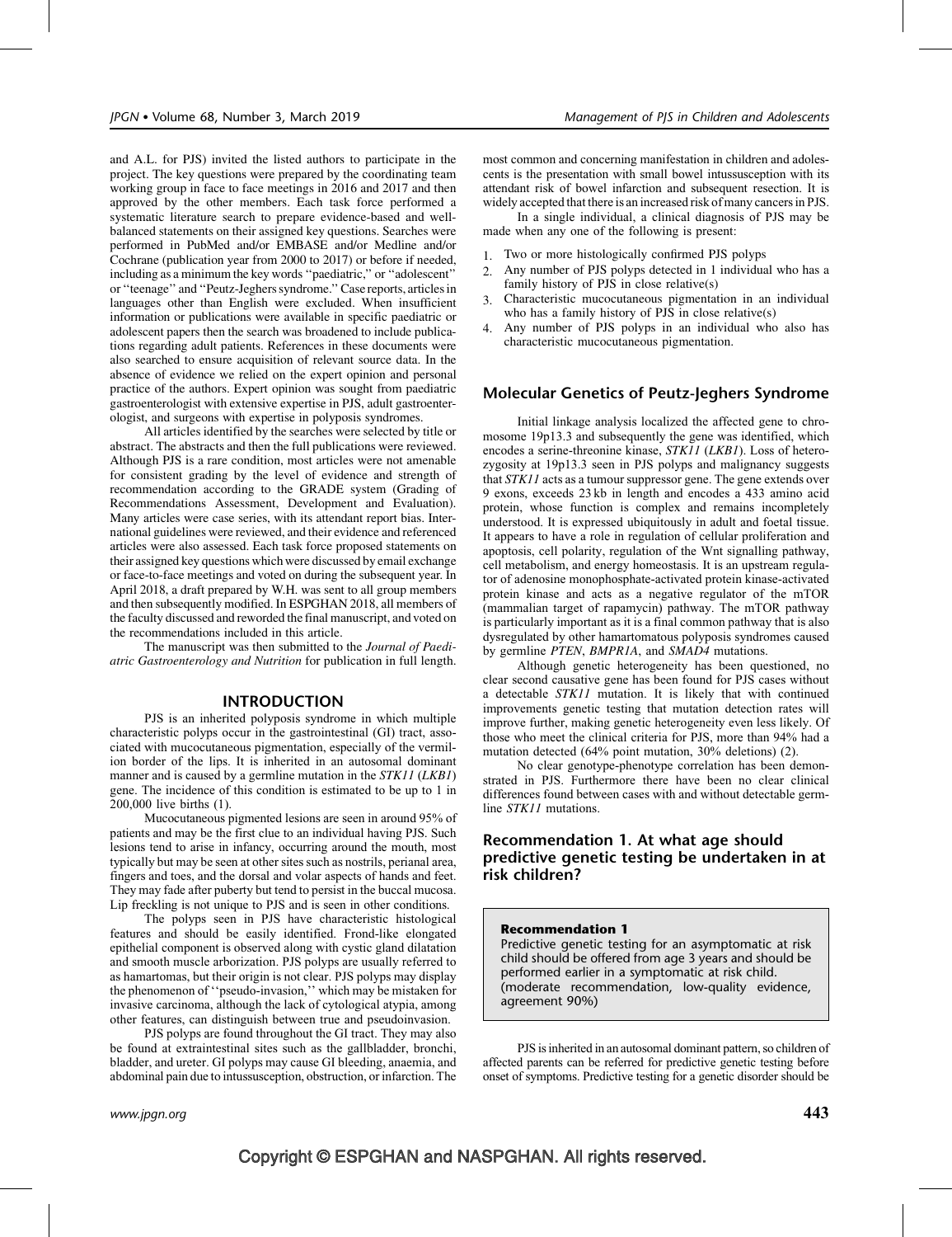and A.L. for PJS) invited the listed authors to participate in the project. The key questions were prepared by the coordinating team working group in face to face meetings in 2016 and 2017 and then approved by the other members. Each task force performed a systematic literature search to prepare evidence-based and well-balanced statements on their assigned key questions. Searches were performed in PubMed and/or EMBASE and/or Medline and/or Cochrane (publication year from 2000 to 2017) or before if needed, including as a minimum the key words ''paediatric,'' or ''adolescent'' or ''teenage'' and ''Peutz-Jeghers syndrome.'' Case reports, articles in languages other than English were excluded. When insufficient information or publications were available in specific paediatric or adolescent papers then the search was broadened to include publications regarding adult patients. References in these documents were also searched to ensure acquisition of relevant source data. In the absence of evidence we relied on the expert opinion and personal practice of the authors. Expert opinion was sought from paediatric gastroenterologist with extensive expertise in PJS, adult gastroenterologist, and surgeons with expertise in polyposis syndromes.

All articles identified by the searches were selected by title or abstract. The abstracts and then the full publications were reviewed. Although PJS is a rare condition, most articles were not amenable for consistent grading by the level of evidence and strength of recommendation according to the GRADE system (Grading of Recommendations Assessment, Development and Evaluation). Many articles were case series, with its attendant report bias. International guidelines were reviewed, and their evidence and referenced articles were also assessed. Each task force proposed statements on their assigned key questions which were discussed by email exchange or face-to-face meetings and voted on during the subsequent year. In April 2018, a draft prepared by W.H. was sent to all group members and then subsequently modified. In ESPGHAN 2018, all members of the faculty discussed and reworded the final manuscript, and voted on the recommendations included in this article.

The manuscript was then submitted to the *Journal of Paediatric Gastroenterology and Nutrition* for publication in full length.

## INTRODUCTION

PJS is an inherited polyposis syndrome in which multiple characteristic polyps occur in the gastrointestinal (GI) tract, associated with mucocutaneous pigmentation, especially of the vermilion border of the lips. It is inherited in an autosomal dominant manner and is caused by a germline mutation in the *STK11* (*LKB1*) gene. The incidence of this condition is estimated to be up to 1 in 200,000 live births (1).

Mucocutaneous pigmented lesions are seen in around 95% of patients and may be the first clue to an individual having PJS. Such lesions tend to arise in infancy, occurring around the mouth, most typically but may be seen at other sites such as nostrils, perianal area, fingers and toes, and the dorsal and volar aspects of hands and feet. They may fade after puberty but tend to persist in the buccal mucosa. Lip freckling is not unique to PJS and is seen in other conditions.

The polyps seen in PJS have characteristic histological features and should be easily identified. Frond-like elongated epithelial component is observed along with cystic gland dilatation and smooth muscle arborization. PJS polyps are usually referred to as hamartomas, but their origin is not clear. PJS polyps may display the phenomenon of ''pseudo-invasion,'' which may be mistaken for invasive carcinoma, although the lack of cytological atypia, among other features, can distinguish between true and pseudoinvasion.

PJS polyps are found throughout the GI tract. They may also be found at extraintestinal sites such as the gallbladder, bronchi, bladder, and ureter. GI polyps may cause GI bleeding, anaemia, and abdominal pain due to intussusception, obstruction, or infarction. The most common and concerning manifestation in children and adolescents is the presentation with small bowel intussusception with its attendant risk of bowel infarction and subsequent resection. It is widely accepted that there is an increased risk of many cancers in PJS.

In a single individual, a clinical diagnosis of PJS may be made when any one of the following is present:

1. Two or more histologically confirmed PJS polyps
2. Any number of PJS polyps detected in 1 individual who has a family history of PJS in close relative(s)
3. Characteristic mucocutaneous pigmentation in an individual who has a family history of PJS in close relative(s)
4. Any number of PJS polyps in an individual who also has characteristic mucocutaneous pigmentation.

## Molecular Genetics of Peutz-Jeghers Syndrome

Initial linkage analysis localized the affected gene to chromosome 19p13.3 and subsequently the gene was identified, which encodes a serine-threonine kinase, *STK11* (*LKB1*). Loss of heterozygosity at 19p13.3 seen in PJS polyps and malignancy suggests that *STK11* acts as a tumour suppressor gene. The gene extends over 9 exons, exceeds 23 kb in length and encodes a 433 amino acid protein, whose function is complex and remains incompletely understood. It is expressed ubiquitously in adult and foetal tissue. It appears to have a role in regulation of cellular proliferation and apoptosis, cell polarity, regulation of the Wnt signalling pathway, cell metabolism, and energy homeostasis. It is an upstream regulator of adenosine monophosphate-activated protein kinase-activated protein kinase and acts as a negative regulator of the mTOR (mammalian target of rapamycin) pathway. The mTOR pathway is particularly important as it is a final common pathway that is also dysregulated by other hamartomatous polyposis syndromes caused by germline *PTEN*, *BMPR1A*, and *SMAD4* mutations.

Although genetic heterogeneity has been questioned, no clear second causative gene has been found for PJS cases without a detectable *STK11* mutation. It is likely that with continued improvements genetic testing that mutation detection rates will improve further, making genetic heterogeneity even less likely. Of those who meet the clinical criteria for PJS, more than 94% had a mutation detected (64% point mutation, 30% deletions) (2).

No clear genotype-phenotype correlation has been demonstrated in PJS. Furthermore there have been no clear clinical differences found between cases with and without detectable germline *STK11* mutations.

## Recommendation 1. At what age should predictive genetic testing be undertaken in at risk children?

> **Recommendation 1**
> Predictive genetic testing for an asymptomatic at risk child should be offered from age 3 years and should be performed earlier in a symptomatic at risk child. (moderate recommendation, low-quality evidence, agreement 90%)

PJS is inherited in an autosomal dominant pattern, so children of affected parents can be referred for predictive genetic testing before onset of symptoms. Predictive testing for a genetic disorder should be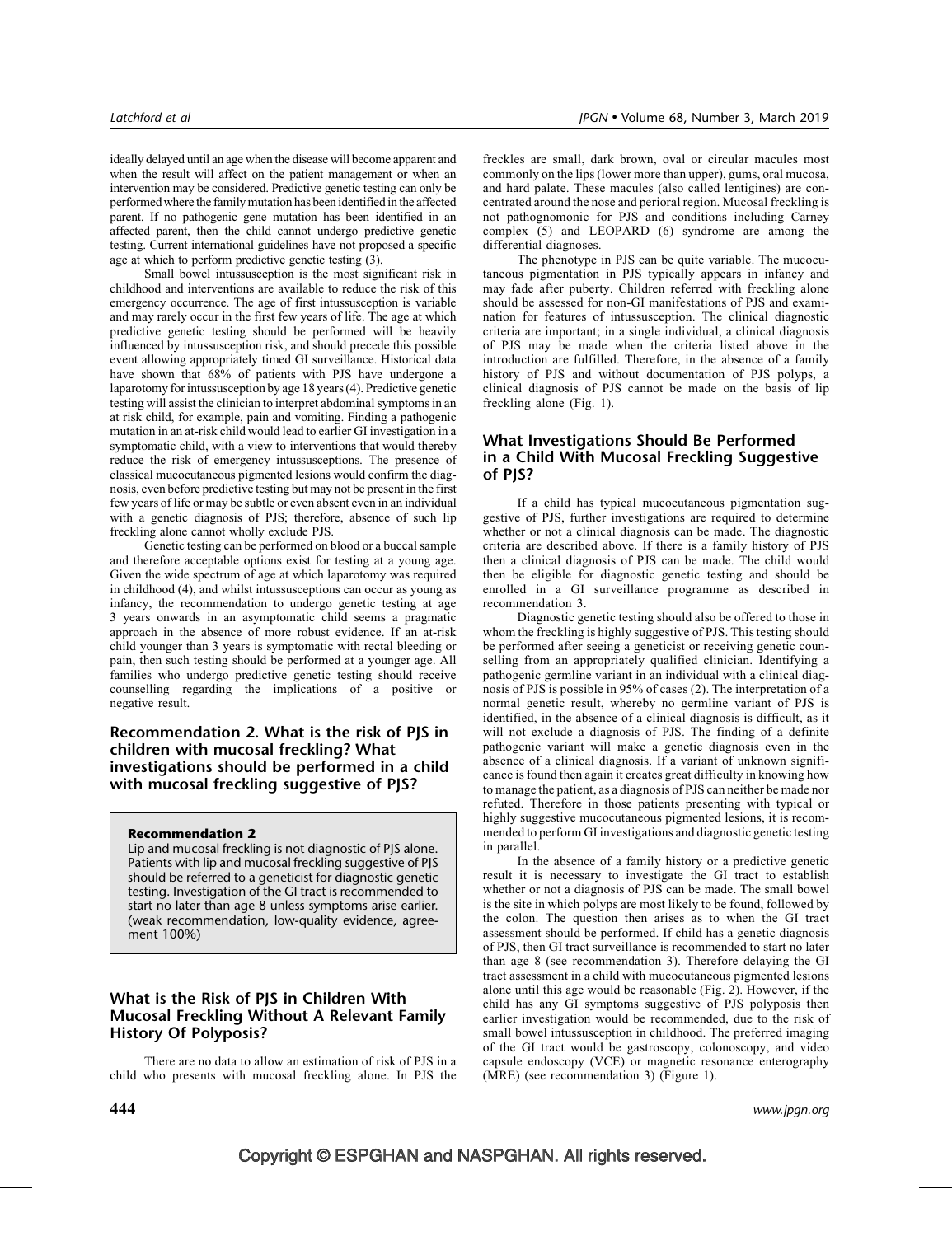ideally delayed until an age when the disease will become apparent and when the result will affect on the patient management or when an intervention may be considered. Predictive genetic testing can only be performed where the family mutation has been identified in the affected parent. If no pathogenic gene mutation has been identified in an affected parent, then the child cannot undergo predictive genetic testing. Current international guidelines have not proposed a specific age at which to perform predictive genetic testing (3).

Small bowel intussusception is the most significant risk in childhood and interventions are available to reduce the risk of this emergency occurrence. The age of first intussusception is variable and may rarely occur in the first few years of life. The age at which predictive genetic testing should be performed will be heavily influenced by intussusception risk, and should precede this possible event allowing appropriately timed GI surveillance. Historical data have shown that 68% of patients with PJS have undergone a laparotomy for intussusception by age 18 years (4). Predictive genetic testing will assist the clinician to interpret abdominal symptoms in an at risk child, for example, pain and vomiting. Finding a pathogenic mutation in an at-risk child would lead to earlier GI investigation in a symptomatic child, with a view to interventions that would thereby reduce the risk of emergency intussusceptions. The presence of classical mucocutaneous pigmented lesions would confirm the diagnosis, even before predictive testing but may not be present in the first few years of life or may be subtle or even absent even in an individual with a genetic diagnosis of PJS; therefore, absence of such lip freckling alone cannot wholly exclude PJS.

Genetic testing can be performed on blood or a buccal sample and therefore acceptable options exist for testing at a young age. Given the wide spectrum of age at which laparotomy was required in childhood (4), and whilst intussusceptions can occur as young as infancy, the recommendation to undergo genetic testing at age 3 years onwards in an asymptomatic child seems a pragmatic approach in the absence of more robust evidence. If an at-risk child younger than 3 years is symptomatic with rectal bleeding or pain, then such testing should be performed at a younger age. All families who undergo predictive genetic testing should receive counselling regarding the implications of a positive or negative result.

## Recommendation 2. What is the risk of PJS in children with mucosal freckling? What investigations should be performed in a child with mucosal freckling suggestive of PJS?

> **Recommendation 2**
>
> Lip and mucosal freckling is not diagnostic of PJS alone. Patients with lip and mucosal freckling suggestive of PJS should be referred to a geneticist for diagnostic genetic testing. Investigation of the GI tract is recommended to start no later than age 8 unless symptoms arise earlier. (weak recommendation, low-quality evidence, agreement 100%)

### What is the Risk of PJS in Children With Mucosal Freckling Without A Relevant Family History Of Polyposis?

There are no data to allow an estimation of risk of PJS in a child who presents with mucosal freckling alone. In PJS the freckles are small, dark brown, oval or circular macules most commonly on the lips (lower more than upper), gums, oral mucosa, and hard palate. These macules (also called lentigines) are concentrated around the nose and perioral region. Mucosal freckling is not pathognomonic for PJS and conditions including Carney complex (5) and LEOPARD (6) syndrome are among the differential diagnoses.

The phenotype in PJS can be quite variable. The mucocutaneous pigmentation in PJS typically appears in infancy and may fade after puberty. Children referred with freckling alone should be assessed for non-GI manifestations of PJS and examination for features of intussusception. The clinical diagnostic criteria are important; in a single individual, a clinical diagnosis of PJS may be made when the criteria listed above in the introduction are fulfilled. Therefore, in the absence of a family history of PJS and without documentation of PJS polyps, a clinical diagnosis of PJS cannot be made on the basis of lip freckling alone (Fig. 1).

### What Investigations Should Be Performed in a Child With Mucosal Freckling Suggestive of PJS?

If a child has typical mucocutaneous pigmentation suggestive of PJS, further investigations are required to determine whether or not a clinical diagnosis can be made. The diagnostic criteria are described above. If there is a family history of PJS then a clinical diagnosis of PJS can be made. The child would then be eligible for diagnostic genetic testing and should be enrolled in a GI surveillance programme as described in recommendation 3.

Diagnostic genetic testing should also be offered to those in whom the freckling is highly suggestive of PJS. This testing should be performed after seeing a geneticist or receiving genetic counselling from an appropriately qualified clinician. Identifying a pathogenic germline variant in an individual with a clinical diagnosis of PJS is possible in 95% of cases (2). The interpretation of a normal genetic result, whereby no germline variant of PJS is identified, in the absence of a clinical diagnosis is difficult, as it will not exclude a diagnosis of PJS. The finding of a definite pathogenic variant will make a genetic diagnosis even in the absence of a clinical diagnosis. If a variant of unknown significance is found then again it creates great difficulty in knowing how to manage the patient, as a diagnosis of PJS can neither be made nor refuted. Therefore in those patients presenting with typical or highly suggestive mucocutaneous pigmented lesions, it is recommended to perform GI investigations and diagnostic genetic testing in parallel.

In the absence of a family history or a predictive genetic result it is necessary to investigate the GI tract to establish whether or not a diagnosis of PJS can be made. The small bowel is the site in which polyps are most likely to be found, followed by the colon. The question then arises as to when the GI tract assessment should be performed. If child has a genetic diagnosis of PJS, then GI tract surveillance is recommended to start no later than age 8 (see recommendation 3). Therefore delaying the GI tract assessment in a child with mucocutaneous pigmented lesions alone until this age would be reasonable (Fig. 2). However, if the child has any GI symptoms suggestive of PJS polyposis then earlier investigation would be recommended, due to the risk of small bowel intussusception in childhood. The preferred imaging of the GI tract would be gastroscopy, colonoscopy, and video capsule endoscopy (VCE) or magnetic resonance enterography (MRE) (see recommendation 3) (Figure 1).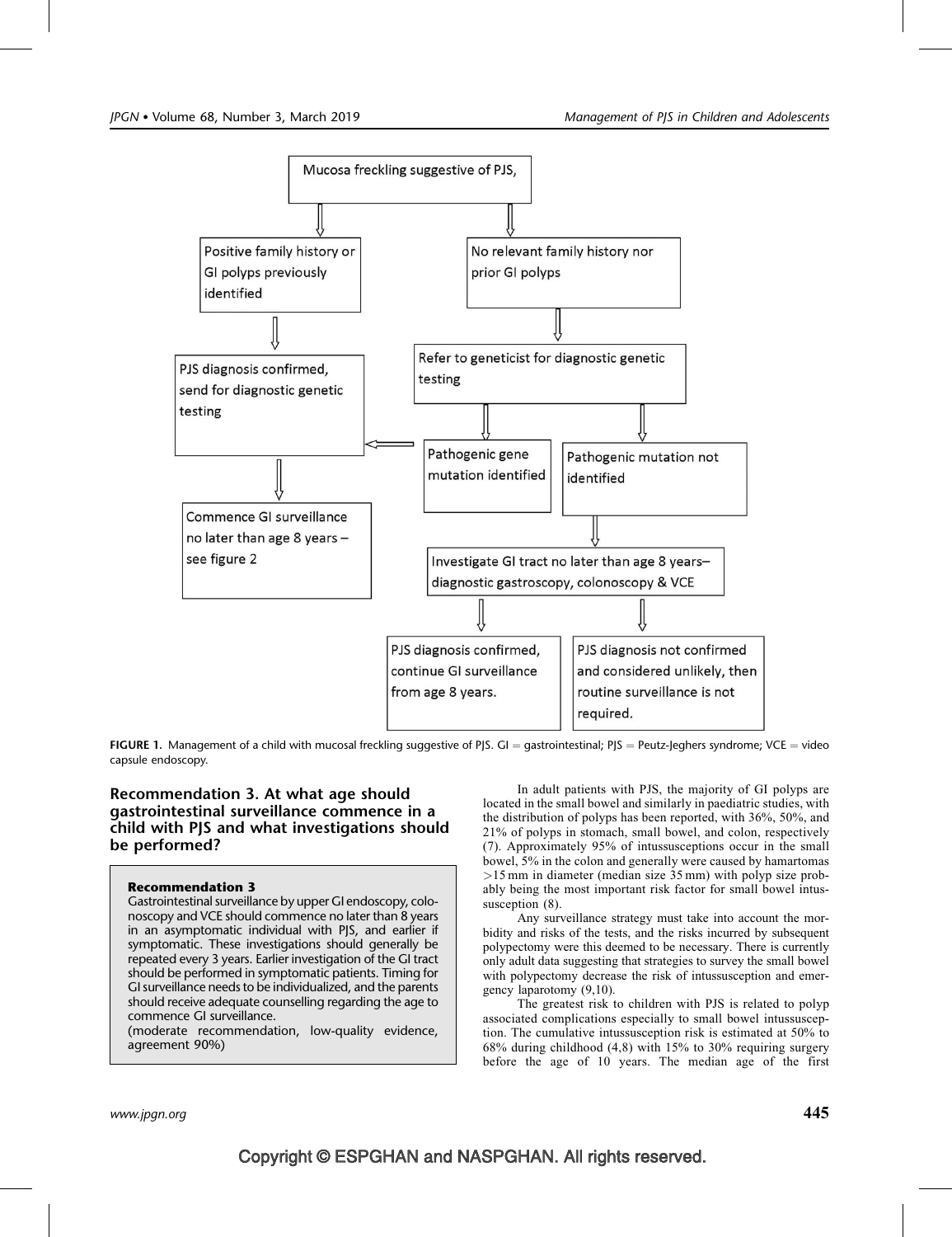Mucosa freckling suggestive of PJS,

- Positive family history or GI polyps previously identified
  - PJS diagnosis confirmed, send for diagnostic genetic testing
    - Commence GI surveillance no later than age 8 years – see figure 2
- No relevant family history nor prior GI polyps
  - Refer to geneticist for diagnostic genetic testing
    - Pathogenic gene mutation identified → PJS diagnosis confirmed, send for diagnostic genetic testing
    - Pathogenic mutation not identified
      - Investigate GI tract no later than age 8 years– diagnostic gastroscopy, colonoscopy & VCE
        - PJS diagnosis confirmed, continue GI surveillance from age 8 years.
        - PJS diagnosis not confirmed and considered unlikely, then routine surveillance is not required.

**FIGURE 1.** Management of a child with mucosal freckling suggestive of PJS. GI = gastrointestinal; PJS = Peutz-Jeghers syndrome; VCE = video capsule endoscopy.

### Recommendation 3. At what age should gastrointestinal surveillance commence in a child with PJS and what investigations should be performed?

> **Recommendation 3**
>
> Gastrointestinal surveillance by upper GI endoscopy, colonoscopy and VCE should commence no later than 8 years in an asymptomatic individual with PJS, and earlier if symptomatic. These investigations should generally be repeated every 3 years. Earlier investigation of the GI tract should be performed in symptomatic patients. Timing for GI surveillance needs to be individualized, and the parents should receive adequate counselling regarding the age to commence GI surveillance.
>
> (moderate recommendation, low-quality evidence, agreement 90%)

In adult patients with PJS, the majority of GI polyps are located in the small bowel and similarly in paediatric studies, with the distribution of polyps has been reported, with 36%, 50%, and 21% of polyps in stomach, small bowel, and colon, respectively (7). Approximately 95% of intussusceptions occur in the small bowel, 5% in the colon and generally were caused by hamartomas >15 mm in diameter (median size 35 mm) with polyp size probably being the most important risk factor for small bowel intussusception (8).

Any surveillance strategy must take into account the morbidity and risks of the tests, and the risks incurred by subsequent polypectomy were this deemed to be necessary. There is currently only adult data suggesting that strategies to survey the small bowel with polypectomy decrease the risk of intussusception and emergency laparotomy (9,10).

The greatest risk to children with PJS is related to polyp associated complications especially to small bowel intussusception. The cumulative intussusception risk is estimated at 50% to 68% during childhood (4,8) with 15% to 30% requiring surgery before the age of 10 years. The median age of the first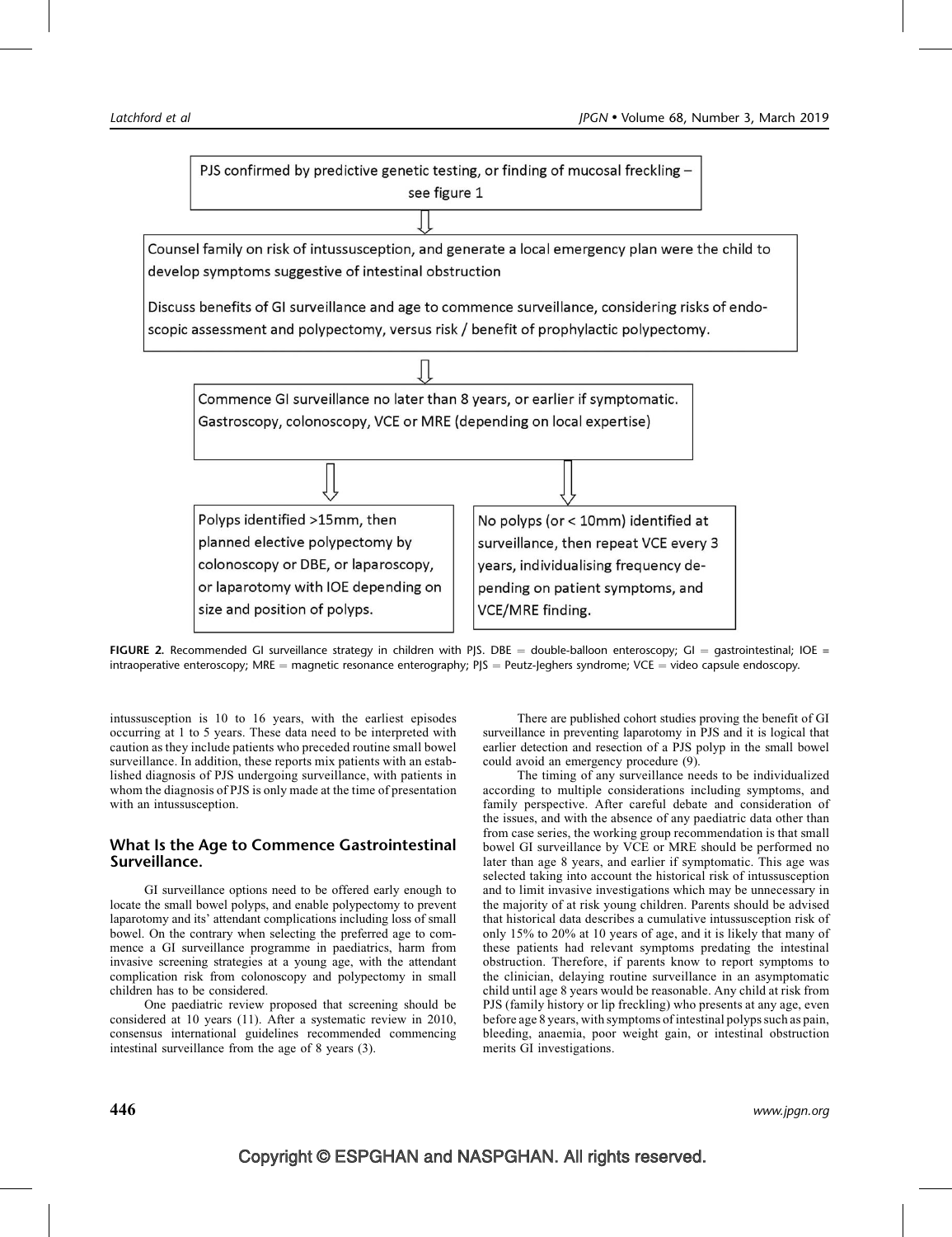PJS confirmed by predictive genetic testing, or finding of mucosal freckling – see figure 1

⇩

Counsel family on risk of intussusception, and generate a local emergency plan were the child to develop symptoms suggestive of intestinal obstruction

Discuss benefits of GI surveillance and age to commence surveillance, considering risks of endoscopic assessment and polypectomy, versus risk / benefit of prophylactic polypectomy.

⇩

Commence GI surveillance no later than 8 years, or earlier if symptomatic. Gastroscopy, colonoscopy, VCE or MRE (depending on local expertise)

⇩ ⇩

Polyps identified >15mm, then planned elective polypectomy by colonoscopy or DBE, or laparoscopy, or laparotomy with IOE depending on size and position of polyps.

No polyps (or < 10mm) identified at surveillance, then repeat VCE every 3 years, individualising frequency depending on patient symptoms, and VCE/MRE finding.

**FIGURE 2.** Recommended GI surveillance strategy in children with PJS. DBE = double-balloon enteroscopy; GI = gastrointestinal; IOE = intraoperative enteroscopy; MRE = magnetic resonance enterography; PJS = Peutz-Jeghers syndrome; VCE = video capsule endoscopy.

intussusception is 10 to 16 years, with the earliest episodes occurring at 1 to 5 years. These data need to be interpreted with caution as they include patients who preceded routine small bowel surveillance. In addition, these reports mix patients with an established diagnosis of PJS undergoing surveillance, with patients in whom the diagnosis of PJS is only made at the time of presentation with an intussusception.

## What Is the Age to Commence Gastrointestinal Surveillance.

GI surveillance options need to be offered early enough to locate the small bowel polyps, and enable polypectomy to prevent laparotomy and its' attendant complications including loss of small bowel. On the contrary when selecting the preferred age to commence a GI surveillance programme in paediatrics, harm from invasive screening strategies at a young age, with the attendant complication risk from colonoscopy and polypectomy in small children has to be considered.

One paediatric review proposed that screening should be considered at 10 years (11). After a systematic review in 2010, consensus international guidelines recommended commencing intestinal surveillance from the age of 8 years (3).

There are published cohort studies proving the benefit of GI surveillance in preventing laparotomy in PJS and it is logical that earlier detection and resection of a PJS polyp in the small bowel could avoid an emergency procedure (9).

The timing of any surveillance needs to be individualized according to multiple considerations including symptoms, and family perspective. After careful debate and consideration of the issues, and with the absence of any paediatric data other than from case series, the working group recommendation is that small bowel GI surveillance by VCE or MRE should be performed no later than age 8 years, and earlier if symptomatic. This age was selected taking into account the historical risk of intussusception and to limit invasive investigations which may be unnecessary in the majority of at risk young children. Parents should be advised that historical data describes a cumulative intussusception risk of only 15% to 20% at 10 years of age, and it is likely that many of these patients had relevant symptoms predating the intestinal obstruction. Therefore, if parents know to report symptoms to the clinician, delaying routine surveillance in an asymptomatic child until age 8 years would be reasonable. Any child at risk from PJS (family history or lip freckling) who presents at any age, even before age 8 years, with symptoms of intestinal polyps such as pain, bleeding, anaemia, poor weight gain, or intestinal obstruction merits GI investigations.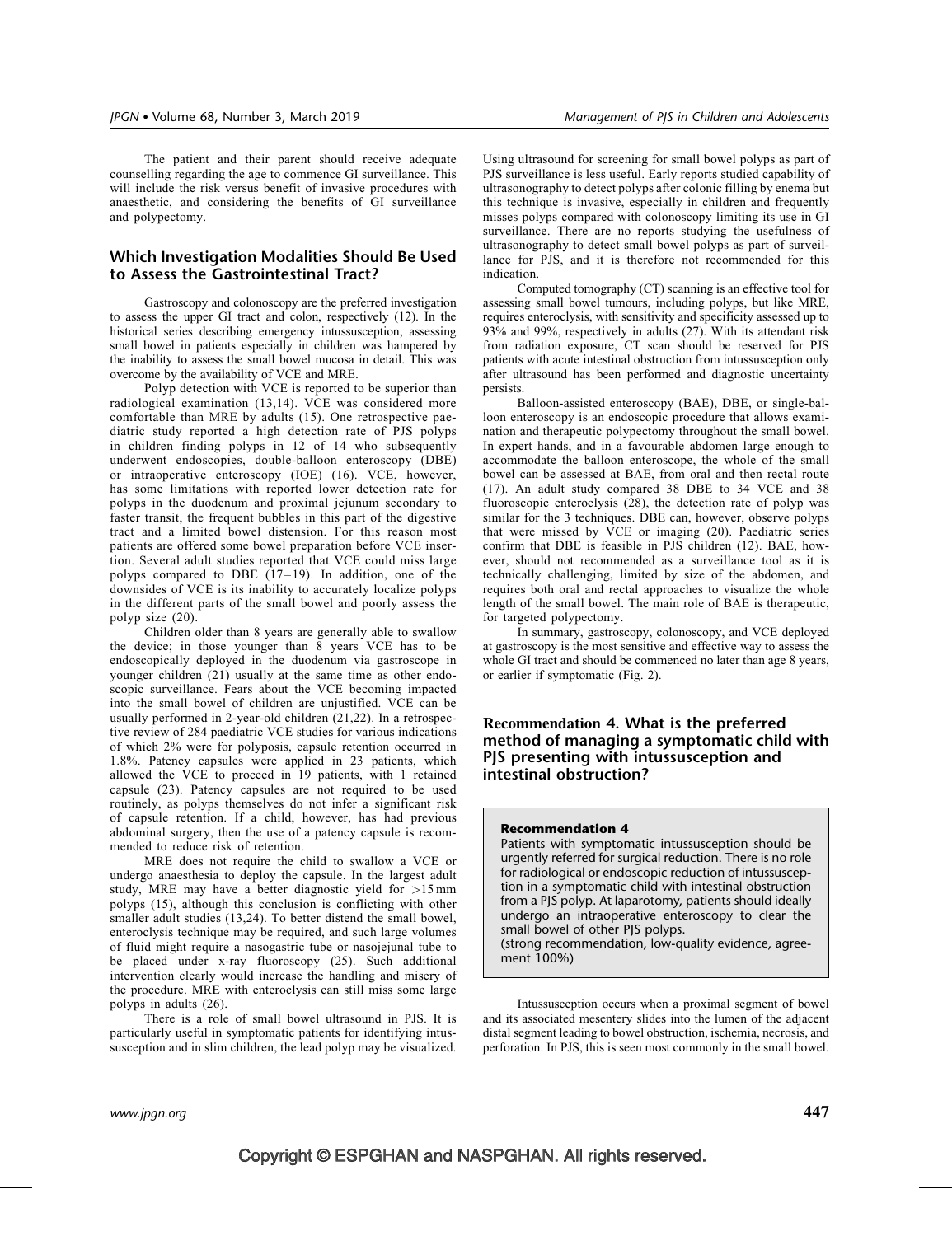The patient and their parent should receive adequate counselling regarding the age to commence GI surveillance. This will include the risk versus benefit of invasive procedures with anaesthetic, and considering the benefits of GI surveillance and polypectomy.

## Which Investigation Modalities Should Be Used to Assess the Gastrointestinal Tract?

Gastroscopy and colonoscopy are the preferred investigation to assess the upper GI tract and colon, respectively (12). In the historical series describing emergency intussusception, assessing small bowel in patients especially in children was hampered by the inability to assess the small bowel mucosa in detail. This was overcome by the availability of VCE and MRE.

Polyp detection with VCE is reported to be superior than radiological examination (13,14). VCE was considered more comfortable than MRE by adults (15). One retrospective paediatric study reported a high detection rate of PJS polyps in children finding polyps in 12 of 14 who subsequently underwent endoscopies, double-balloon enteroscopy (DBE) or intraoperative enteroscopy (IOE) (16). VCE, however, has some limitations with reported lower detection rate for polyps in the duodenum and proximal jejunum secondary to faster transit, the frequent bubbles in this part of the digestive tract and a limited bowel distension. For this reason most patients are offered some bowel preparation before VCE insertion. Several adult studies reported that VCE could miss large polyps compared to DBE (17–19). In addition, one of the downsides of VCE is its inability to accurately localize polyps in the different parts of the small bowel and poorly assess the polyp size (20).

Children older than 8 years are generally able to swallow the device; in those younger than 8 years VCE has to be endoscopically deployed in the duodenum via gastroscope in younger children (21) usually at the same time as other endoscopic surveillance. Fears about the VCE becoming impacted into the small bowel of children are unjustified. VCE can be usually performed in 2-year-old children (21,22). In a retrospective review of 284 paediatric VCE studies for various indications of which 2% were for polyposis, capsule retention occurred in 1.8%. Patency capsules were applied in 23 patients, which allowed the VCE to proceed in 19 patients, with 1 retained capsule (23). Patency capsules are not required to be used routinely, as polyps themselves do not infer a significant risk of capsule retention. If a child, however, has had previous abdominal surgery, then the use of a patency capsule is recommended to reduce risk of retention.

MRE does not require the child to swallow a VCE or undergo anaesthesia to deploy the capsule. In the largest adult study, MRE may have a better diagnostic yield for >15 mm polyps (15), although this conclusion is conflicting with other smaller adult studies (13,24). To better distend the small bowel, enteroclysis technique may be required, and such large volumes of fluid might require a nasogastric tube or nasojejunal tube to be placed under x-ray fluoroscopy (25). Such additional intervention clearly would increase the handling and misery of the procedure. MRE with enteroclysis can still miss some large polyps in adults (26).

There is a role of small bowel ultrasound in PJS. It is particularly useful in symptomatic patients for identifying intussusception and in slim children, the lead polyp may be visualized. Using ultrasound for screening for small bowel polyps as part of PJS surveillance is less useful. Early reports studied capability of ultrasonography to detect polyps after colonic filling by enema but this technique is invasive, especially in children and frequently misses polyps compared with colonoscopy limiting its use in GI surveillance. There are no reports studying the usefulness of ultrasonography to detect small bowel polyps as part of surveillance for PJS, and it is therefore not recommended for this indication.

Computed tomography (CT) scanning is an effective tool for assessing small bowel tumours, including polyps, but like MRE, requires enteroclysis, with sensitivity and specificity assessed up to 93% and 99%, respectively in adults (27). With its attendant risk from radiation exposure, CT scan should be reserved for PJS patients with acute intestinal obstruction from intussusception only after ultrasound has been performed and diagnostic uncertainty persists.

Balloon-assisted enteroscopy (BAE), DBE, or single-balloon enteroscopy is an endoscopic procedure that allows examination and therapeutic polypectomy throughout the small bowel. In expert hands, and in a favourable abdomen large enough to accommodate the balloon enteroscope, the whole of the small bowel can be assessed at BAE, from oral and then rectal route (17). An adult study compared 38 DBE to 34 VCE and 38 fluoroscopic enteroclysis (28), the detection rate of polyp was similar for the 3 techniques. DBE can, however, observe polyps that were missed by VCE or imaging (20). Paediatric series confirm that DBE is feasible in PJS children (12). BAE, however, should not recommended as a surveillance tool as it is technically challenging, limited by size of the abdomen, and requires both oral and rectal approaches to visualize the whole length of the small bowel. The main role of BAE is therapeutic, for targeted polypectomy.

In summary, gastroscopy, colonoscopy, and VCE deployed at gastroscopy is the most sensitive and effective way to assess the whole GI tract and should be commenced no later than age 8 years, or earlier if symptomatic (Fig. 2).

## Recommendation 4. What is the preferred method of managing a symptomatic child with PJS presenting with intussusception and intestinal obstruction?

**Recommendation 4**

Patients with symptomatic intussusception should be urgently referred for surgical reduction. There is no role for radiological or endoscopic reduction of intussusception in a symptomatic child with intestinal obstruction from a PJS polyp. At laparotomy, patients should ideally undergo an intraoperative enteroscopy to clear the small bowel of other PJS polyps.
(strong recommendation, low-quality evidence, agreement 100%)

Intussusception occurs when a proximal segment of bowel and its associated mesentery slides into the lumen of the adjacent distal segment leading to bowel obstruction, ischemia, necrosis, and perforation. In PJS, this is seen most commonly in the small bowel.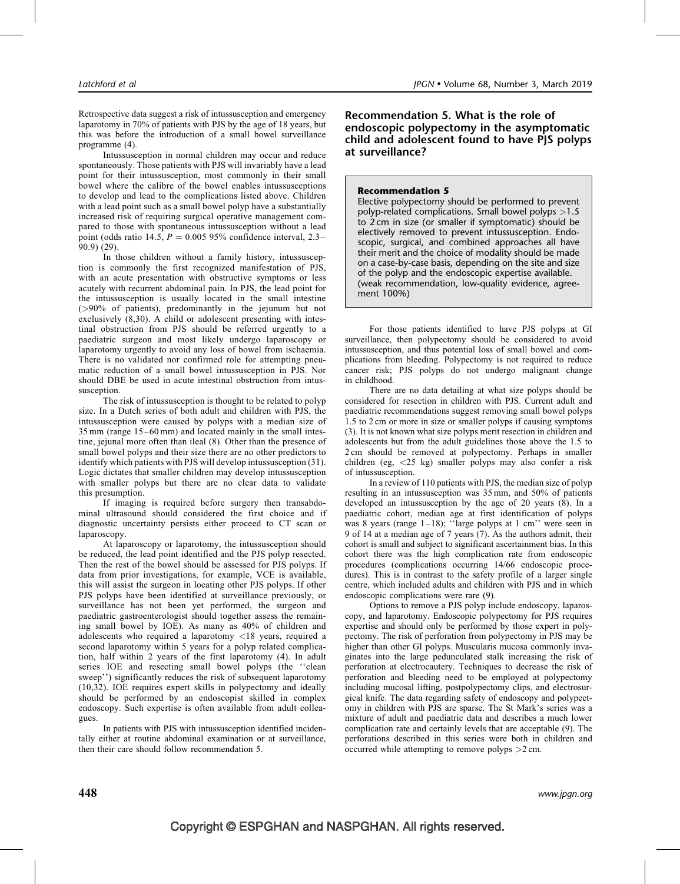Retrospective data suggest a risk of intussusception and emergency laparotomy in 70% of patients with PJS by the age of 18 years, but this was before the introduction of a small bowel surveillance programme (4).

Intussusception in normal children may occur and reduce spontaneously. Those patients with PJS will invariably have a lead point for their intussusception, most commonly in their small bowel where the calibre of the bowel enables intussusceptions to develop and lead to the complications listed above. Children with a lead point such as a small bowel polyp have a substantially increased risk of requiring surgical operative management compared to those with spontaneous intussusception without a lead point (odds ratio 14.5, $P = 0.005$ 95% confidence interval, 2.3–90.9) (29).

In those children without a family history, intussusception is commonly the first recognized manifestation of PJS, with an acute presentation with obstructive symptoms or less acutely with recurrent abdominal pain. In PJS, the lead point for the intussusception is usually located in the small intestine (>90% of patients), predominantly in the jejunum but not exclusively (8,30). A child or adolescent presenting with intestinal obstruction from PJS should be referred urgently to a paediatric surgeon and most likely undergo laparoscopy or laparotomy urgently to avoid any loss of bowel from ischaemia. There is no validated nor confirmed role for attempting pneumatic reduction of a small bowel intussusception in PJS. Nor should DBE be used in acute intestinal obstruction from intussusception.

The risk of intussusception is thought to be related to polyp size. In a Dutch series of both adult and children with PJS, the intussusception were caused by polyps with a median size of 35 mm (range 15–60 mm) and located mainly in the small intestine, jejunal more often than ileal (8). Other than the presence of small bowel polyps and their size there are no other predictors to identify which patients with PJS will develop intussusception (31). Logic dictates that smaller children may develop intussusception with smaller polyps but there are no clear data to validate this presumption.

If imaging is required before surgery then transabdominal ultrasound should considered the first choice and if diagnostic uncertainty persists either proceed to CT scan or laparoscopy.

At laparoscopy or laparotomy, the intussusception should be reduced, the lead point identified and the PJS polyp resected. Then the rest of the bowel should be assessed for PJS polyps. If data from prior investigations, for example, VCE is available, this will assist the surgeon in locating other PJS polyps. If other PJS polyps have been identified at surveillance previously, or surveillance has not been yet performed, the surgeon and paediatric gastroenterologist should together assess the remaining small bowel by IOE). As many as 40% of children and adolescents who required a laparotomy <18 years, required a second laparotomy within 5 years for a polyp related complication, half within 2 years of the first laparotomy (4). In adult series IOE and resecting small bowel polyps (the ''clean sweep'') significantly reduces the risk of subsequent laparotomy (10,32). IOE requires expert skills in polypectomy and ideally should be performed by an endoscopist skilled in complex endoscopy. Such expertise is often available from adult colleagues.

In patients with PJS with intussusception identified incidentally either at routine abdominal examination or at surveillance, then their care should follow recommendation 5.

## Recommendation 5. What is the role of endoscopic polypectomy in the asymptomatic child and adolescent found to have PJS polyps at surveillance?

> **Recommendation 5**
> Elective polypectomy should be performed to prevent polyp-related complications. Small bowel polyps >1.5 to 2 cm in size (or smaller if symptomatic) should be electively removed to prevent intussusception. Endoscopic, surgical, and combined approaches all have their merit and the choice of modality should be made on a case-by-case basis, depending on the site and size of the polyp and the endoscopic expertise available.
> (weak recommendation, low-quality evidence, agreement 100%)

For those patients identified to have PJS polyps at GI surveillance, then polypectomy should be considered to avoid intussusception, and thus potential loss of small bowel and complications from bleeding. Polypectomy is not required to reduce cancer risk; PJS polyps do not undergo malignant change in childhood.

There are no data detailing at what size polyps should be considered for resection in children with PJS. Current adult and paediatric recommendations suggest removing small bowel polyps 1.5 to 2 cm or more in size or smaller polyps if causing symptoms (3). It is not known what size polyps merit resection in children and adolescents but from the adult guidelines those above the 1.5 to 2 cm should be removed at polypectomy. Perhaps in smaller children (eg, <25 kg) smaller polyps may also confer a risk of intussusception.

In a review of 110 patients with PJS, the median size of polyp resulting in an intussusception was 35 mm, and 50% of patients developed an intussusception by the age of 20 years (8). In a paediatric cohort, median age at first identification of polyps was 8 years (range 1–18); ''large polyps at 1 cm'' were seen in 9 of 14 at a median age of 7 years (7). As the authors admit, their cohort is small and subject to significant ascertainment bias. In this cohort there was the high complication rate from endoscopic procedures (complications occurring 14/66 endoscopic procedures). This is in contrast to the safety profile of a larger single centre, which included adults and children with PJS and in which endoscopic complications were rare (9).

Options to remove a PJS polyp include endoscopy, laparoscopy, and laparotomy. Endoscopic polypectomy for PJS requires expertise and should only be performed by those expert in polypectomy. The risk of perforation from polypectomy in PJS may be higher than other GI polyps. Muscularis mucosa commonly invaginates into the large pedunculated stalk increasing the risk of perforation at electrocautery. Techniques to decrease the risk of perforation and bleeding need to be employed at polypectomy including mucosal lifting, postpolypectomy clips, and electrosurgical knife. The data regarding safety of endoscopy and polypectomy in children with PJS are sparse. The St Mark's series was a mixture of adult and paediatric data and describes a much lower complication rate and certainly levels that are acceptable (9). The perforations described in this series were both in children and occurred while attempting to remove polyps >2 cm.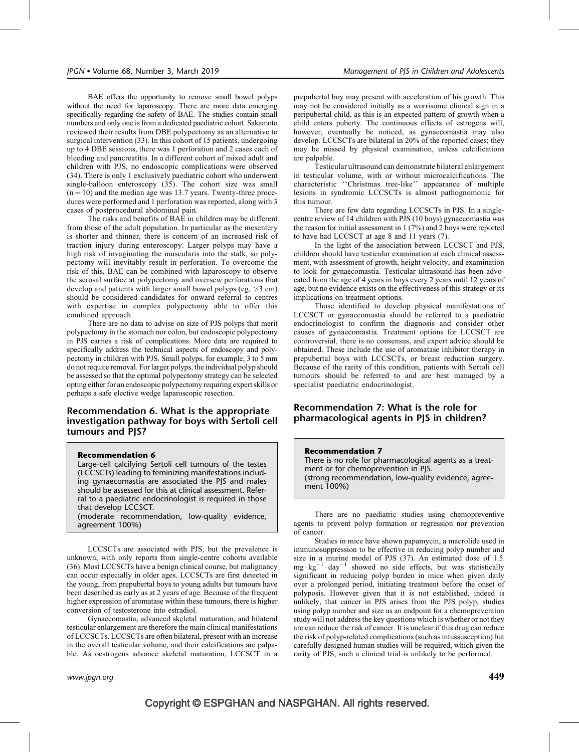BAE offers the opportunity to remove small bowel polyps without the need for laparoscopy. There are more data emerging specifically regarding the safety of BAE. The studies contain small numbers and only one is from a dedicated paediatric cohort. Sakamoto reviewed their results from DBE polypectomy as an alternative to surgical intervention (33). In this cohort of 15 patients, undergoing up to 4 DBE sessions, there was 1 perforation and 2 cases each of bleeding and pancreatitis. In a different cohort of mixed adult and children with PJS, no endoscopic complications were observed (34). There is only 1 exclusively paediatric cohort who underwent single-balloon enteroscopy (35). The cohort size was small ($n = 10$) and the median age was 13.7 years. Twenty-three procedures were performed and 1 perforation was reported, along with 3 cases of postprocedural abdominal pain.

The risks and benefits of BAE in children may be different from those of the adult population. In particular as the mesentery is shorter and thinner, there is concern of an increased risk of traction injury during enteroscopy. Larger polyps may have a high risk of invaginating the muscularis into the stalk, so polypectomy will inevitably result in perforation. To overcome the risk of this, BAE can be combined with laparoscopy to observe the serosal surface at polypectomy and oversew perforations that develop and patients with larger small bowel polyps (eg, >3 cm) should be considered candidates for onward referral to centres with expertise in complex polypectomy able to offer this combined approach.

There are no data to advise on size of PJS polyps that merit polypectomy in the stomach nor colon, but endoscopic polypectomy in PJS carries a risk of complications. More data are required to specifically address the technical aspects of endoscopy and polypectomy in children with PJS. Small polyps, for example, 3 to 5 mm do not require removal. For larger polyps, the individual polyp should be assessed so that the optimal polypectomy strategy can be selected opting either for an endoscopic polypectomy requiring expert skills or perhaps a safe elective wedge laparoscopic resection.

## Recommendation 6. What is the appropriate investigation pathway for boys with Sertoli cell tumours and PJS?

**Recommendation 6**

Large-cell calcifying Sertoli cell tumours of the testes (LCCSCTs) leading to feminizing manifestations including gynaecomastia are associated the PJS and males should be assessed for this at clinical assessment. Referral to a paediatric endocrinologist is required in those that develop LCCSCT.

(moderate recommendation, low-quality evidence, agreement 100%)

LCCSCTs are associated with PJS, but the prevalence is unknown, with only reports from single-centre cohorts available (36). Most LCCSCTs have a benign clinical course, but malignancy can occur especially in older ages. LCCSCTs are first detected in the young, from prepubertal boys to young adults but tumours have been described as early as at 2 years of age. Because of the frequent higher expression of aromatase within these tumours, there is higher conversion of testosterone into estradiol.

Gynaecomastia, advanced skeletal maturation, and bilateral testicular enlargement are therefore the main clinical manifestations of LCCSCTs. LCCSCTs are often bilateral, present with an increase in the overall testicular volume, and their calcifications are palpable. As oestrogens advance skeletal maturation, LCCSCT in a prepubertal boy may present with acceleration of his growth. This may not be considered initially as a worrisome clinical sign in a peripubertal child, as this is an expected pattern of growth when a child enters puberty. The continuous effects of estrogens will, however, eventually be noticed, as gynaecomastia may also develop. LCCSCTs are bilateral in 20% of the reported cases; they may be missed by physical examination, unless calcifications are palpable.

Testicular ultrasound can demonstrate bilateral enlargement in testicular volume, with or without microcalcifications. The characteristic ''Christmas tree-like'' appearance of multiple lesions in syndromic LCCSCTs is almost pathognomonic for this tumour.

There are few data regarding LCCSCTs in PJS. In a single-centre review of 14 children with PJS (10 boys) gynaecomastia was the reason for initial assessment in 1 (7%) and 2 boys were reported to have had LCCSCT at age 8 and 11 years (7).

In the light of the association between LCCSCT and PJS, children should have testicular examination at each clinical assessment, with assessment of growth, height velocity, and examination to look for gynaecomastia. Testicular ultrasound has been advocated from the age of 4 years in boys every 2 years until 12 years of age, but no evidence exists on the effectiveness of this strategy or its implications on treatment options.

Those identified to develop physical manifestations of LCCSCT or gynaecomastia should be referred to a paediatric endocrinologist to confirm the diagnosis and consider other causes of gynaecomastia. Treatment options for LCCSCT are controversial, there is no consensus, and expert advice should be obtained. These include the use of aromatase inhibitor therapy in prepubertal boys with LCCSCTs, or breast reduction surgery. Because of the rarity of this condition, patients with Sertoli cell tumours should be referred to and are best managed by a specialist paediatric endocrinologist.

## Recommendation 7: What is the role for pharmacological agents in PJS in children?

**Recommendation 7**

There is no role for pharmacological agents as a treatment or for chemoprevention in PJS.

(strong recommendation, low-quality evidence, agreement 100%)

There are no paediatric studies using chemopreventive agents to prevent polyp formation or regression nor prevention of cancer.

Studies in mice have shown papamycin, a macrolide used in immunosuppression to be effective in reducing polyp number and size in a murine model of PJS (37). An estimated dose of 1.5 $mg \cdot kg^{-1} \cdot day^{-1}$ showed no side effects, but was statistically significant in reducing polyp burden in mice when given daily over a prolonged period, initiating treatment before the onset of polyposis. However given that it is not established, indeed is unlikely, that cancer in PJS arises from the PJS polyp, studies using polyp number and size as an endpoint for a chemoprevention study will not address the key questions which is whether or not they are can reduce the risk of cancer. It is unclear if this drug can reduce the risk of polyp-related complications (such as intussusception) but carefully designed human studies will be required, which given the rarity of PJS, such a clinical trial is unlikely to be performed.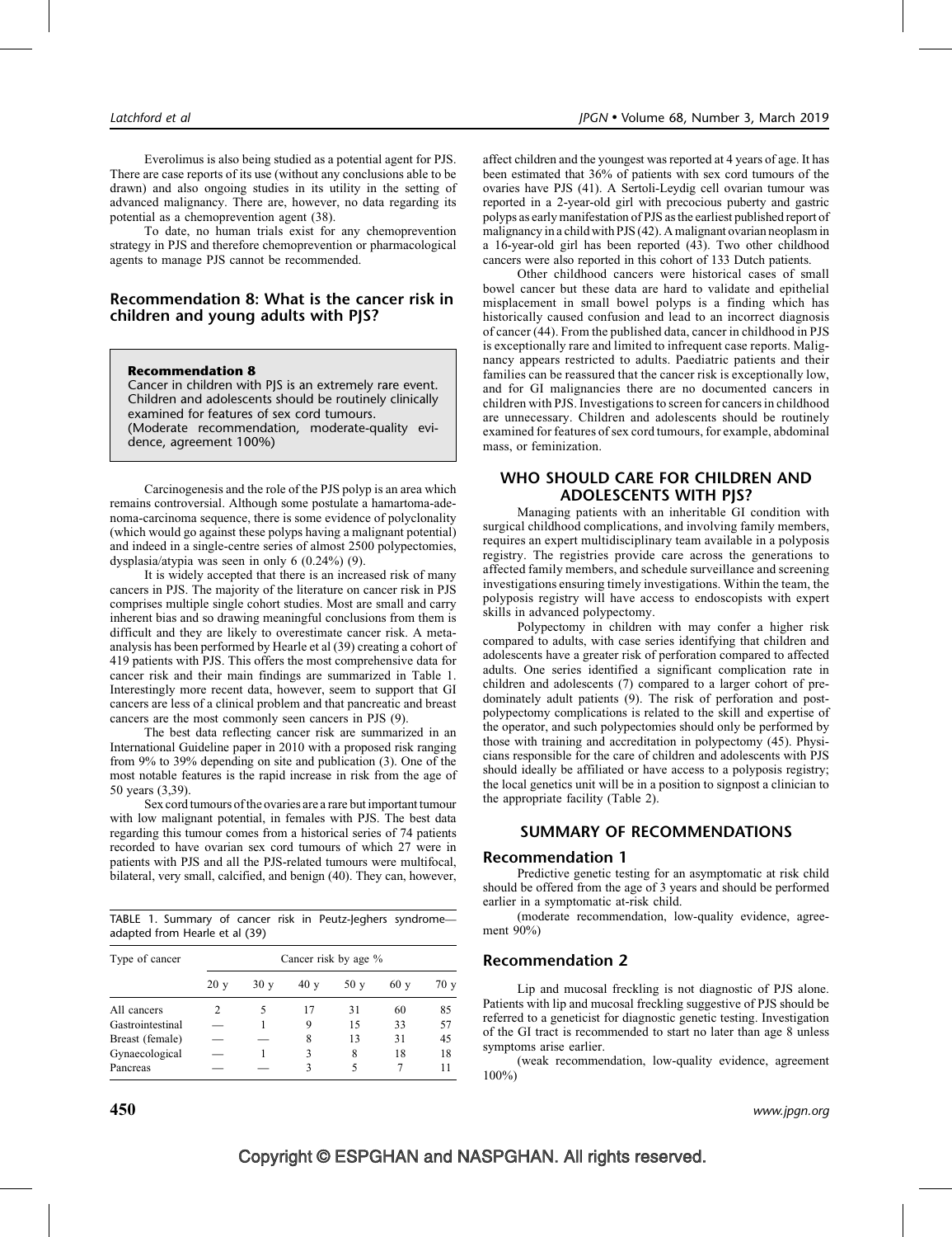Everolimus is also being studied as a potential agent for PJS. There are case reports of its use (without any conclusions able to be drawn) and also ongoing studies in its utility in the setting of advanced malignancy. There are, however, no data regarding its potential as a chemoprevention agent (38).

To date, no human trials exist for any chemoprevention strategy in PJS and therefore chemoprevention or pharmacological agents to manage PJS cannot be recommended.

## Recommendation 8: What is the cancer risk in children and young adults with PJS?

> **Recommendation 8**
> Cancer in children with PJS is an extremely rare event. Children and adolescents should be routinely clinically examined for features of sex cord tumours.
> (Moderate recommendation, moderate-quality evidence, agreement 100%)

Carcinogenesis and the role of the PJS polyp is an area which remains controversial. Although some postulate a hamartoma-adenoma-carcinoma sequence, there is some evidence of polyclonality (which would go against these polyps having a malignant potential) and indeed in a single-centre series of almost 2500 polypectomies, dysplasia/atypia was seen in only 6 (0.24%) (9).

It is widely accepted that there is an increased risk of many cancers in PJS. The majority of the literature on cancer risk in PJS comprises multiple single cohort studies. Most are small and carry inherent bias and so drawing meaningful conclusions from them is difficult and they are likely to overestimate cancer risk. A meta-analysis has been performed by Hearle et al (39) creating a cohort of 419 patients with PJS. This offers the most comprehensive data for cancer risk and their main findings are summarized in Table 1. Interestingly more recent data, however, seem to support that GI cancers are less of a clinical problem and that pancreatic and breast cancers are the most commonly seen cancers in PJS (9).

The best data reflecting cancer risk are summarized in an International Guideline paper in 2010 with a proposed risk ranging from 9% to 39% depending on site and publication (3). One of the most notable features is the rapid increase in risk from the age of 50 years (3,39).

Sex cord tumours of the ovaries are a rare but important tumour with low malignant potential, in females with PJS. The best data regarding this tumour comes from a historical series of 74 patients recorded to have ovarian sex cord tumours of which 27 were in patients with PJS and all the PJS-related tumours were multifocal, bilateral, very small, calcified, and benign (40). They can, however,

TABLE 1. Summary of cancer risk in Peutz-Jeghers syndrome—adapted from Hearle et al (39)

| Type of cancer | Cancer risk by age % | | | | | |
|---|---|---|---|---|---|---|
| | 20 y | 30 y | 40 y | 50 y | 60 y | 70 y |
| All cancers | 2 | 5 | 17 | 31 | 60 | 85 |
| Gastrointestinal | — | 1 | 9 | 15 | 33 | 57 |
| Breast (female) | — | — | 8 | 13 | 31 | 45 |
| Gynaecological | — | 1 | 3 | 8 | 18 | 18 |
| Pancreas | — | — | 3 | 5 | 7 | 11 |

affect children and the youngest was reported at 4 years of age. It has been estimated that 36% of patients with sex cord tumours of the ovaries have PJS (41). A Sertoli-Leydig cell ovarian tumour was reported in a 2-year-old girl with precocious puberty and gastric polyps as early manifestation of PJS as the earliest published report of malignancy in a child with PJS (42). A malignant ovarian neoplasm in a 16-year-old girl has been reported (43). Two other childhood cancers were also reported in this cohort of 133 Dutch patients.

Other childhood cancers were historical cases of small bowel cancer but these data are hard to validate and epithelial misplacement in small bowel polyps is a finding which has historically caused confusion and lead to an incorrect diagnosis of cancer (44). From the published data, cancer in childhood in PJS is exceptionally rare and limited to infrequent case reports. Malignancy appears restricted to adults. Paediatric patients and their families can be reassured that the cancer risk is exceptionally low, and for GI malignancies there are no documented cancers in children with PJS. Investigations to screen for cancers in childhood are unnecessary. Children and adolescents should be routinely examined for features of sex cord tumours, for example, abdominal mass, or feminization.

## WHO SHOULD CARE FOR CHILDREN AND ADOLESCENTS WITH PJS?

Managing patients with an inheritable GI condition with surgical childhood complications, and involving family members, requires an expert multidisciplinary team available in a polyposis registry. The registries provide care across the generations to affected family members, and schedule surveillance and screening investigations ensuring timely investigations. Within the team, the polyposis registry will have access to endoscopists with expert skills in advanced polypectomy.

Polypectomy in children with may confer a higher risk compared to adults, with case series identifying that children and adolescents have a greater risk of perforation compared to affected adults. One series identified a significant complication rate in children and adolescents (7) compared to a larger cohort of predominately adult patients (9). The risk of perforation and post-polypectomy complications is related to the skill and expertise of the operator, and such polypectomies should only be performed by those with training and accreditation in polypectomy (45). Physicians responsible for the care of children and adolescents with PJS should ideally be affiliated or have access to a polyposis registry; the local genetics unit will be in a position to signpost a clinician to the appropriate facility (Table 2).

## SUMMARY OF RECOMMENDATIONS

### Recommendation 1

Predictive genetic testing for an asymptomatic at risk child should be offered from the age of 3 years and should be performed earlier in a symptomatic at-risk child.

(moderate recommendation, low-quality evidence, agreement 90%)

### Recommendation 2

Lip and mucosal freckling is not diagnostic of PJS alone. Patients with lip and mucosal freckling suggestive of PJS should be referred to a geneticist for diagnostic genetic testing. Investigation of the GI tract is recommended to start no later than age 8 unless symptoms arise earlier.

(weak recommendation, low-quality evidence, agreement 100%)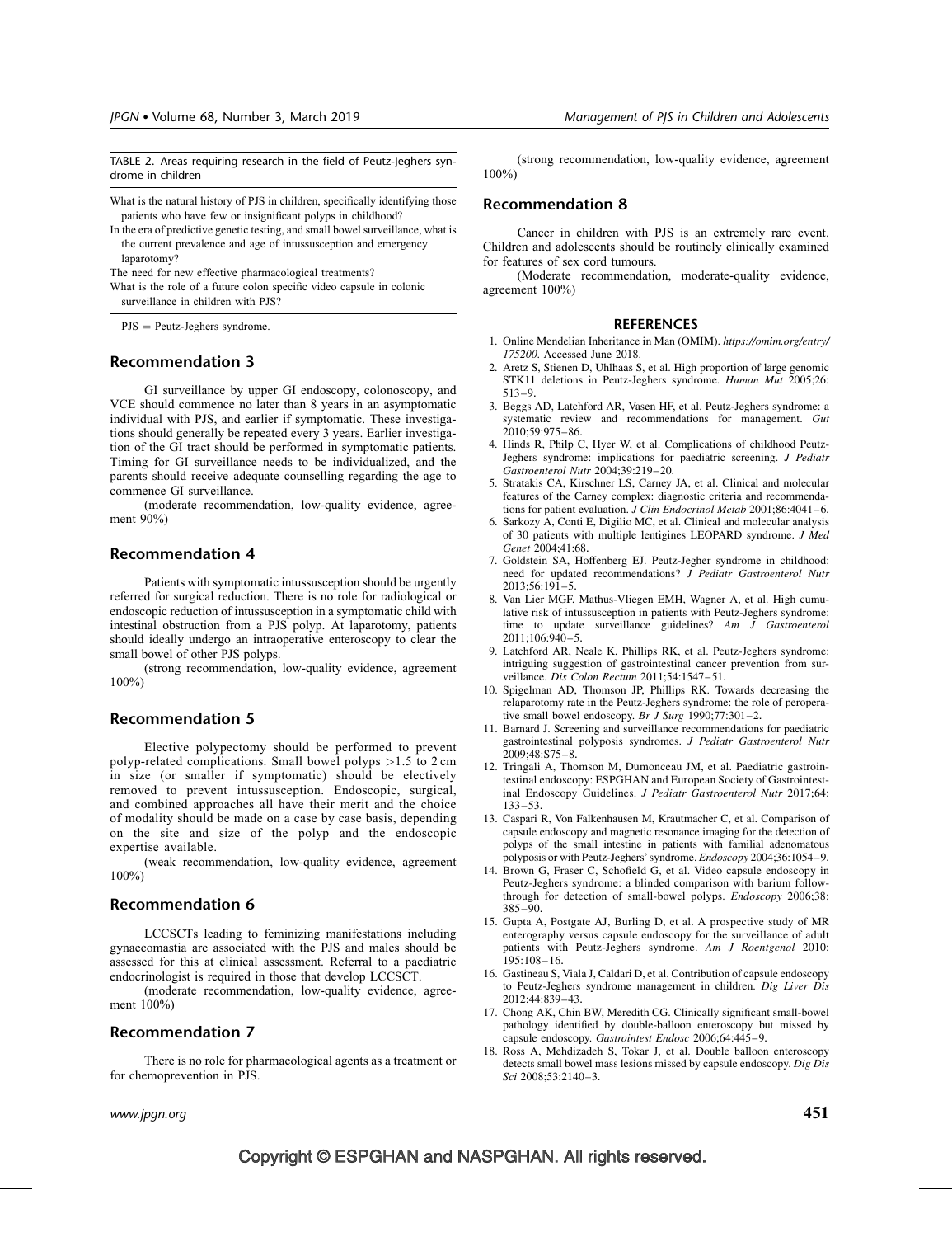TABLE 2. Areas requiring research in the field of Peutz-Jeghers syndrome in children

| |
|---|
| What is the natural history of PJS in children, specifically identifying those patients who have few or insignificant polyps in childhood? |
| In the era of predictive genetic testing, and small bowel surveillance, what is the current prevalence and age of intussusception and emergency laparotomy? |
| The need for new effective pharmacological treatments? |
| What is the role of a future colon specific video capsule in colonic surveillance in children with PJS? |

PJS = Peutz-Jeghers syndrome.

## Recommendation 3

GI surveillance by upper GI endoscopy, colonoscopy, and VCE should commence no later than 8 years in an asymptomatic individual with PJS, and earlier if symptomatic. These investigations should generally be repeated every 3 years. Earlier investigation of the GI tract should be performed in symptomatic patients. Timing for GI surveillance needs to be individualized, and the parents should receive adequate counselling regarding the age to commence GI surveillance.

(moderate recommendation, low-quality evidence, agreement 90%)

## Recommendation 4

Patients with symptomatic intussusception should be urgently referred for surgical reduction. There is no role for radiological or endoscopic reduction of intussusception in a symptomatic child with intestinal obstruction from a PJS polyp. At laparotomy, patients should ideally undergo an intraoperative enteroscopy to clear the small bowel of other PJS polyps.

(strong recommendation, low-quality evidence, agreement 100%)

## Recommendation 5

Elective polypectomy should be performed to prevent polyp-related complications. Small bowel polyps >1.5 to 2 cm in size (or smaller if symptomatic) should be electively removed to prevent intussusception. Endoscopic, surgical, and combined approaches all have their merit and the choice of modality should be made on a case by case basis, depending on the site and size of the polyp and the endoscopic expertise available.

(weak recommendation, low-quality evidence, agreement 100%)

## Recommendation 6

LCCSCTs leading to feminizing manifestations including gynaecomastia are associated with the PJS and males should be assessed for this at clinical assessment. Referral to a paediatric endocrinologist is required in those that develop LCCSCT.

(moderate recommendation, low-quality evidence, agreement 100%)

## Recommendation 7

There is no role for pharmacological agents as a treatment or for chemoprevention in PJS.

(strong recommendation, low-quality evidence, agreement 100%)

## Recommendation 8

Cancer in children with PJS is an extremely rare event. Children and adolescents should be routinely clinically examined for features of sex cord tumours.

(Moderate recommendation, moderate-quality evidence, agreement 100%)

## REFERENCES

1. Online Mendelian Inheritance in Man (OMIM). *https://omim.org/entry/175200*. Accessed June 2018.
2. Aretz S, Stienen D, Uhlhaas S, et al. High proportion of large genomic STK11 deletions in Peutz-Jeghers syndrome. *Human Mut* 2005;26:513–9.
3. Beggs AD, Latchford AR, Vasen HF, et al. Peutz-Jeghers syndrome: a systematic review and recommendations for management. *Gut* 2010;59:975–86.
4. Hinds R, Philp C, Hyer W, et al. Complications of childhood Peutz-Jeghers syndrome: implications for paediatric screening. *J Pediatr Gastroenterol Nutr* 2004;39:219–20.
5. Stratakis CA, Kirschner LS, Carney JA, et al. Clinical and molecular features of the Carney complex: diagnostic criteria and recommendations for patient evaluation. *J Clin Endocrinol Metab* 2001;86:4041–6.
6. Sarkozy A, Conti E, Digilio MC, et al. Clinical and molecular analysis of 30 patients with multiple lentigines LEOPARD syndrome. *J Med Genet* 2004;41:68.
7. Goldstein SA, Hoffenberg EJ. Peutz-Jegher syndrome in childhood: need for updated recommendations? *J Pediatr Gastroenterol Nutr* 2013;56:191–5.
8. Van Lier MGF, Mathus-Vliegen EMH, Wagner A, et al. High cumulative risk of intussusception in patients with Peutz-Jeghers syndrome: time to update surveillance guidelines? *Am J Gastroenterol* 2011;106:940–5.
9. Latchford AR, Neale K, Phillips RK, et al. Peutz-Jeghers syndrome: intriguing suggestion of gastrointestinal cancer prevention from surveillance. *Dis Colon Rectum* 2011;54:1547–51.
10. Spigelman AD, Thomson JP, Phillips RK. Towards decreasing the relaparotomy rate in the Peutz-Jeghers syndrome: the role of peroperative small bowel endoscopy. *Br J Surg* 1990;77:301–2.
11. Barnard J. Screening and surveillance recommendations for paediatric gastrointestinal polyposis syndromes. *J Pediatr Gastroenterol Nutr* 2009;48:S75–8.
12. Tringali A, Thomson M, Dumonceau JM, et al. Paediatric gastrointestinal endoscopy: ESPGHAN and European Society of Gastrointestinal Endoscopy Guidelines. *J Pediatr Gastroenterol Nutr* 2017;64:133–53.
13. Caspari R, Von Falkenhausen M, Krautmacher C, et al. Comparison of capsule endoscopy and magnetic resonance imaging for the detection of polyps of the small intestine in patients with familial adenomatous polyposis or with Peutz-Jeghers' syndrome. *Endoscopy* 2004;36:1054–9.
14. Brown G, Fraser C, Schofield G, et al. Video capsule endoscopy in Peutz-Jeghers syndrome: a blinded comparison with barium follow-through for detection of small-bowel polyps. *Endoscopy* 2006;38:385–90.
15. Gupta A, Postgate AJ, Burling D, et al. A prospective study of MR enterography versus capsule endoscopy for the surveillance of adult patients with Peutz-Jeghers syndrome. *Am J Roentgenol* 2010;195:108–16.
16. Gastineau S, Viala J, Caldari D, et al. Contribution of capsule endoscopy to Peutz-Jeghers syndrome management in children. *Dig Liver Dis* 2012;44:839–43.
17. Chong AK, Chin BW, Meredith CG. Clinically significant small-bowel pathology identified by double-balloon enteroscopy but missed by capsule endoscopy. *Gastrointest Endosc* 2006;64:445–9.
18. Ross A, Mehdizadeh S, Tokar J, et al. Double balloon enteroscopy detects small bowel mass lesions missed by capsule endoscopy. *Dig Dis Sci* 2008;53:2140–3.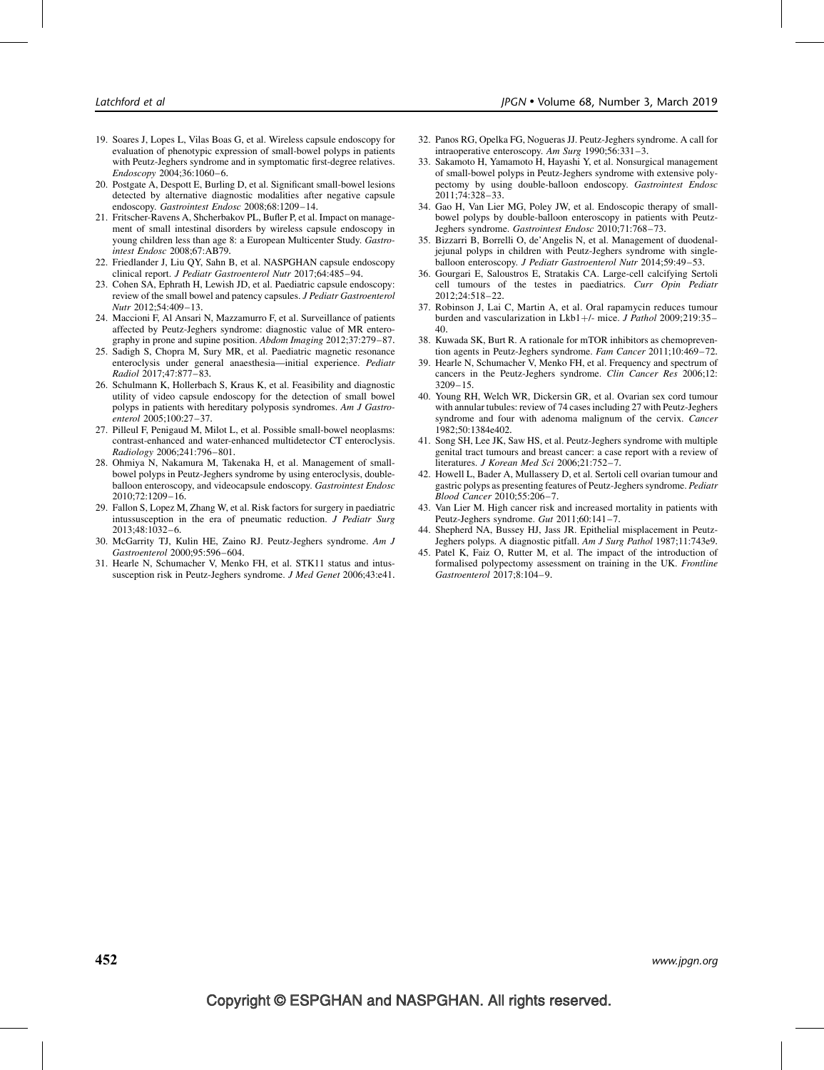19. Soares J, Lopes L, Vilas Boas G, et al. Wireless capsule endoscopy for evaluation of phenotypic expression of small-bowel polyps in patients with Peutz-Jeghers syndrome and in symptomatic first-degree relatives. *Endoscopy* 2004;36:1060–6.
20. Postgate A, Despott E, Burling D, et al. Significant small-bowel lesions detected by alternative diagnostic modalities after negative capsule endoscopy. *Gastrointest Endosc* 2008;68:1209–14.
21. Fritscher-Ravens A, Shcherbakov PL, Bufler P, et al. Impact on management of small intestinal disorders by wireless capsule endoscopy in young children less than age 8: a European Multicenter Study. *Gastrointest Endosc* 2008;67:AB79.
22. Friedlander J, Liu QY, Sahn B, et al. NASPGHAN capsule endoscopy clinical report. *J Pediatr Gastroenterol Nutr* 2017;64:485–94.
23. Cohen SA, Ephrath H, Lewish JD, et al. Paediatric capsule endoscopy: review of the small bowel and patency capsules. *J Pediatr Gastroenterol Nutr* 2012;54:409–13.
24. Maccioni F, Al Ansari N, Mazzamurro F, et al. Surveillance of patients affected by Peutz-Jeghers syndrome: diagnostic value of MR enterography in prone and supine position. *Abdom Imaging* 2012;37:279–87.
25. Sadigh S, Chopra M, Sury MR, et al. Paediatric magnetic resonance enteroclysis under general anaesthesia—initial experience. *Pediatr Radiol* 2017;47:877–83.
26. Schulmann K, Hollerbach S, Kraus K, et al. Feasibility and diagnostic utility of video capsule endoscopy for the detection of small bowel polyps in patients with hereditary polyposis syndromes. *Am J Gastroenterol* 2005;100:27–37.
27. Pilleul F, Penigaud M, Milot L, et al. Possible small-bowel neoplasms: contrast-enhanced and water-enhanced multidetector CT enteroclysis. *Radiology* 2006;241:796–801.
28. Ohmiya N, Nakamura M, Takenaka H, et al. Management of small-bowel polyps in Peutz-Jeghers syndrome by using enteroclysis, double-balloon enteroscopy, and videocapsule endoscopy. *Gastrointest Endosc* 2010;72:1209–16.
29. Fallon S, Lopez M, Zhang W, et al. Risk factors for surgery in paediatric intussusception in the era of pneumatic reduction. *J Pediatr Surg* 2013;48:1032–6.
30. McGarrity TJ, Kulin HE, Zaino RJ. Peutz-Jeghers syndrome. *Am J Gastroenterol* 2000;95:596–604.
31. Hearle N, Schumacher V, Menko FH, et al. STK11 status and intussusception risk in Peutz-Jeghers syndrome. *J Med Genet* 2006;43:e41.
32. Panos RG, Opelka FG, Nogueras JJ. Peutz-Jeghers syndrome. A call for intraoperative enteroscopy. *Am Surg* 1990;56:331–3.
33. Sakamoto H, Yamamoto H, Hayashi Y, et al. Nonsurgical management of small-bowel polyps in Peutz-Jeghers syndrome with extensive polypectomy by using double-balloon endoscopy. *Gastrointest Endosc* 2011;74:328–33.
34. Gao H, Van Lier MG, Poley JW, et al. Endoscopic therapy of small-bowel polyps by double-balloon enteroscopy in patients with Peutz-Jeghers syndrome. *Gastrointest Endosc* 2010;71:768–73.
35. Bizzarri B, Borrelli O, de'Angelis N, et al. Management of duodenal-jejunal polyps in children with Peutz-Jeghers syndrome with single-balloon enteroscopy. *J Pediatr Gastroenterol Nutr* 2014;59:49–53.
36. Gourgari E, Saloustros E, Stratakis CA. Large-cell calcifying Sertoli cell tumours of the testes in paediatrics. *Curr Opin Pediatr* 2012;24:518–22.
37. Robinson J, Lai C, Martin A, et al. Oral rapamycin reduces tumour burden and vascularization in Lkb1+/- mice. *J Pathol* 2009;219:35–40.
38. Kuwada SK, Burt R. A rationale for mTOR inhibitors as chemoprevention agents in Peutz-Jeghers syndrome. *Fam Cancer* 2011;10:469–72.
39. Hearle N, Schumacher V, Menko FH, et al. Frequency and spectrum of cancers in the Peutz-Jeghers syndrome. *Clin Cancer Res* 2006;12:3209–15.
40. Young RH, Welch WR, Dickersin GR, et al. Ovarian sex cord tumour with annular tubules: review of 74 cases including 27 with Peutz-Jeghers syndrome and four with adenoma malignum of the cervix. *Cancer* 1982;50:1384e402.
41. Song SH, Lee JK, Saw HS, et al. Peutz-Jeghers syndrome with multiple genital tract tumours and breast cancer: a case report with a review of literatures. *J Korean Med Sci* 2006;21:752–7.
42. Howell L, Bader A, Mullassery D, et al. Sertoli cell ovarian tumour and gastric polyps as presenting features of Peutz-Jeghers syndrome. *Pediatr Blood Cancer* 2010;55:206–7.
43. Van Lier M. High cancer risk and increased mortality in patients with Peutz-Jeghers syndrome. *Gut* 2011;60:141–7.
44. Shepherd NA, Bussey HJ, Jass JR. Epithelial misplacement in Peutz-Jeghers polyps. A diagnostic pitfall. *Am J Surg Pathol* 1987;11:743e9.
45. Patel K, Faiz O, Rutter M, et al. The impact of the introduction of formalised polypectomy assessment on training in the UK. *Frontline Gastroenterol* 2017;8:104–9.

Copyright © ESPGHAN and NASPGHAN. All rights reserved.